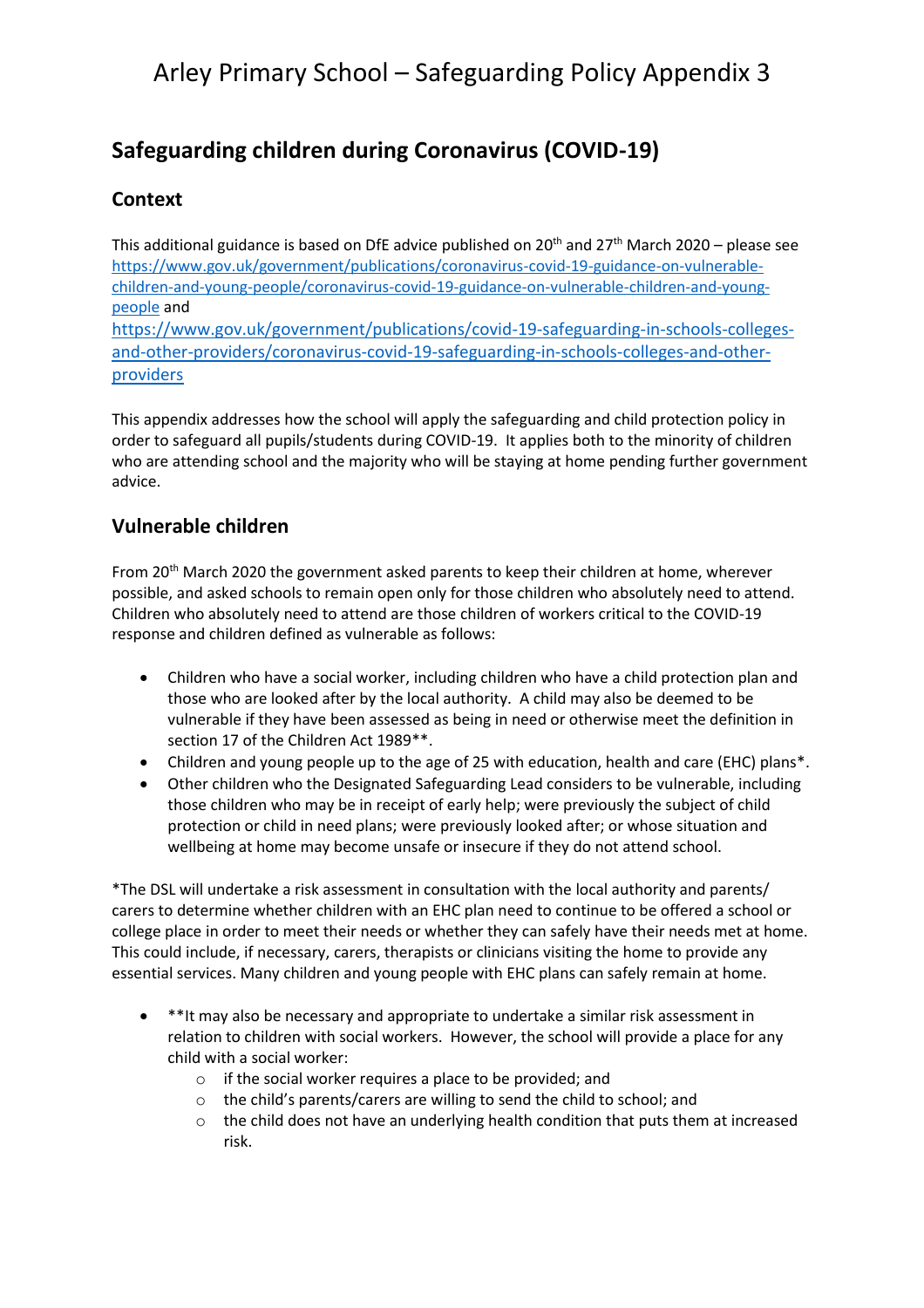# Arley Primary School – Safeguarding Policy Appendix 3

## Safeguarding children during Coronavirus (COVID-19)

### Context

This additional guidance is based on DfE advice published on 20th and 27th March 2020 – please see [https://www.gov.uk/government/publications/coronavirus-covid-19-guidance-on-vulnerable-children-and-young-people/coronavirus-covid-19-guidance-on-vulnerable-children-and-young-people](https://www.gov.uk/government/publications/coronavirus-covid-19-guidance-on-vulnerable-children-and-young-people/coronavirus-covid-19-guidance-on-vulnerable-children-and-young-people) and [https://www.gov.uk/government/publications/covid-19-safeguarding-in-schools-colleges-and-other-providers/coronavirus-covid-19-safeguarding-in-schools-colleges-and-other-providers](https://www.gov.uk/government/publications/covid-19-safeguarding-in-schools-colleges-and-other-providers/coronavirus-covid-19-safeguarding-in-schools-colleges-and-other-providers)

This appendix addresses how the school will apply the safeguarding and child protection policy in order to safeguard all pupils/students during COVID-19. It applies both to the minority of children who are attending school and the majority who will be staying at home pending further government advice.

### Vulnerable children

From 20th March 2020 the government asked parents to keep their children at home, wherever possible, and asked schools to remain open only for those children who absolutely need to attend. Children who absolutely need to attend are those children of workers critical to the COVID-19 response and children defined as vulnerable as follows:

- Children who have a social worker, including children who have a child protection plan and those who are looked after by the local authority. A child may also be deemed to be vulnerable if they have been assessed as being in need or otherwise meet the definition in section 17 of the Children Act 1989**.
- Children and young people up to the age of 25 with education, health and care (EHC) plans*.
- Other children who the Designated Safeguarding Lead considers to be vulnerable, including those children who may be in receipt of early help; were previously the subject of child protection or child in need plans; were previously looked after; or whose situation and wellbeing at home may become unsafe or insecure if they do not attend school.

*The DSL will undertake a risk assessment in consultation with the local authority and parents/ carers to determine whether children with an EHC plan need to continue to be offered a school or college place in order to meet their needs or whether they can safely have their needs met at home. This could include, if necessary, carers, therapists or clinicians visiting the home to provide any essential services. Many children and young people with EHC plans can safely remain at home.

- **It may also be necessary and appropriate to undertake a similar risk assessment in relation to children with social workers. However, the school will provide a place for any child with a social worker:
  - if the social worker requires a place to be provided; and
  - the child's parents/carers are willing to send the child to school; and
  - the child does not have an underlying health condition that puts them at increased risk.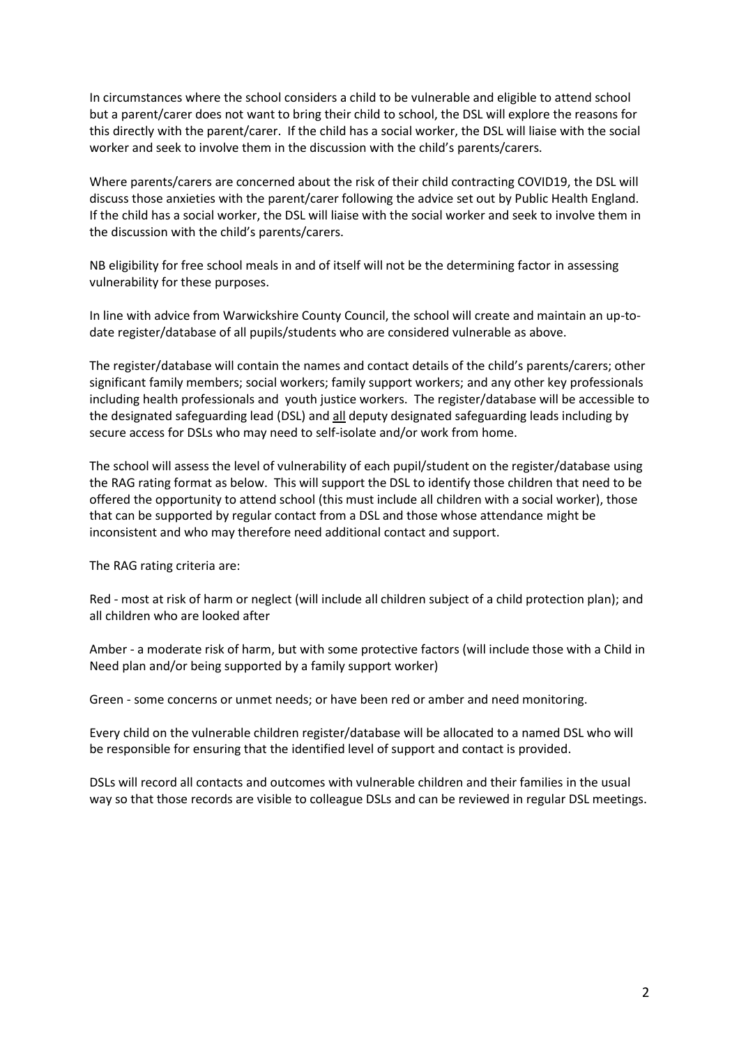In circumstances where the school considers a child to be vulnerable and eligible to attend school but a parent/carer does not want to bring their child to school, the DSL will explore the reasons for this directly with the parent/carer. If the child has a social worker, the DSL will liaise with the social worker and seek to involve them in the discussion with the child's parents/carers.

Where parents/carers are concerned about the risk of their child contracting COVID19, the DSL will discuss those anxieties with the parent/carer following the advice set out by Public Health England. If the child has a social worker, the DSL will liaise with the social worker and seek to involve them in the discussion with the child's parents/carers.

NB eligibility for free school meals in and of itself will not be the determining factor in assessing vulnerability for these purposes.

In line with advice from Warwickshire County Council, the school will create and maintain an up-to-date register/database of all pupils/students who are considered vulnerable as above.

The register/database will contain the names and contact details of the child's parents/carers; other significant family members; social workers; family support workers; and any other key professionals including health professionals and youth justice workers. The register/database will be accessible to the designated safeguarding lead (DSL) and <u>all</u> deputy designated safeguarding leads including by secure access for DSLs who may need to self-isolate and/or work from home.

The school will assess the level of vulnerability of each pupil/student on the register/database using the RAG rating format as below. This will support the DSL to identify those children that need to be offered the opportunity to attend school (this must include all children with a social worker), those that can be supported by regular contact from a DSL and those whose attendance might be inconsistent and who may therefore need additional contact and support.

The RAG rating criteria are:

Red - most at risk of harm or neglect (will include all children subject of a child protection plan); and all children who are looked after

Amber - a moderate risk of harm, but with some protective factors (will include those with a Child in Need plan and/or being supported by a family support worker)

Green - some concerns or unmet needs; or have been red or amber and need monitoring.

Every child on the vulnerable children register/database will be allocated to a named DSL who will be responsible for ensuring that the identified level of support and contact is provided.

DSLs will record all contacts and outcomes with vulnerable children and their families in the usual way so that those records are visible to colleague DSLs and can be reviewed in regular DSL meetings.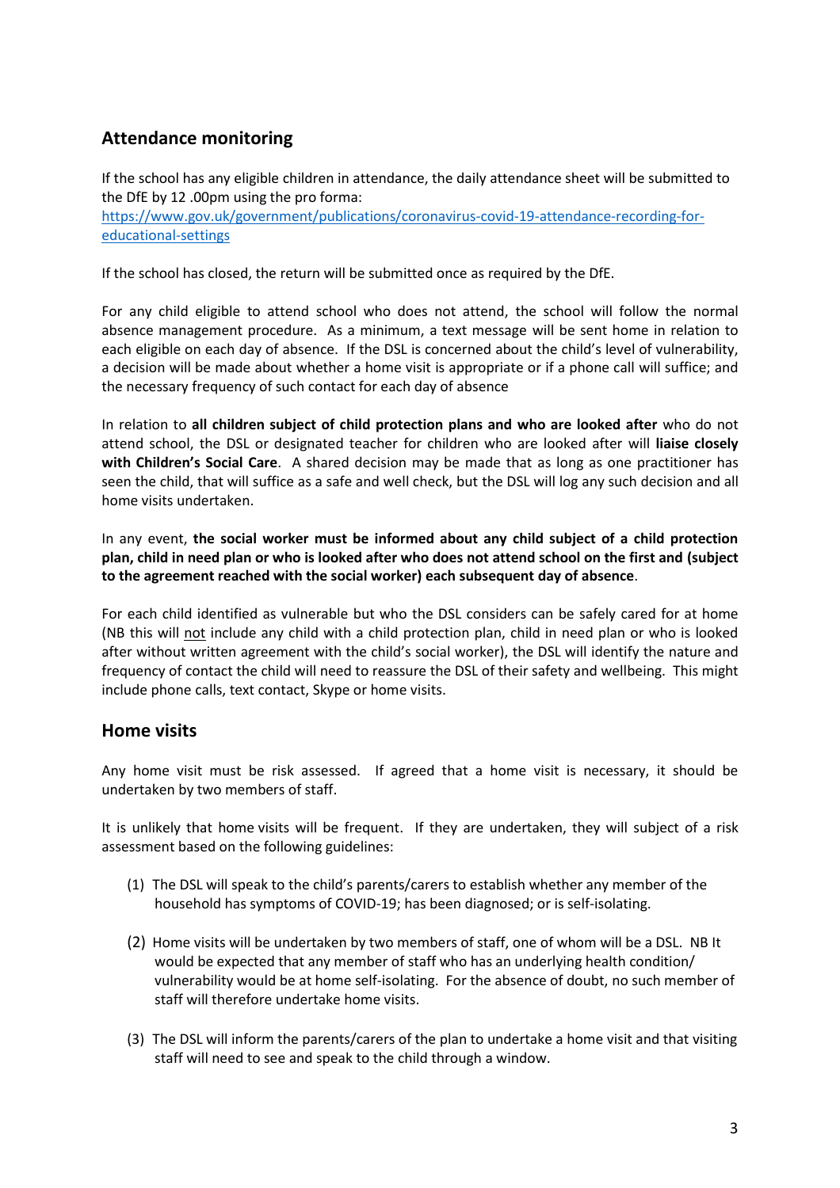## Attendance monitoring

If the school has any eligible children in attendance, the daily attendance sheet will be submitted to the DfE by 12 .00pm using the pro forma: [https://www.gov.uk/government/publications/coronavirus-covid-19-attendance-recording-for-educational-settings](https://www.gov.uk/government/publications/coronavirus-covid-19-attendance-recording-for-educational-settings)

If the school has closed, the return will be submitted once as required by the DfE.

For any child eligible to attend school who does not attend, the school will follow the normal absence management procedure. As a minimum, a text message will be sent home in relation to each eligible on each day of absence. If the DSL is concerned about the child's level of vulnerability, a decision will be made about whether a home visit is appropriate or if a phone call will suffice; and the necessary frequency of such contact for each day of absence

In relation to **all children subject of child protection plans and who are looked after** who do not attend school, the DSL or designated teacher for children who are looked after will **liaise closely with Children's Social Care**. A shared decision may be made that as long as one practitioner has seen the child, that will suffice as a safe and well check, but the DSL will log any such decision and all home visits undertaken.

In any event, **the social worker must be informed about any child subject of a child protection plan, child in need plan or who is looked after who does not attend school on the first and (subject to the agreement reached with the social worker) each subsequent day of absence**.

For each child identified as vulnerable but who the DSL considers can be safely cared for at home (NB this will <u>not</u> include any child with a child protection plan, child in need plan or who is looked after without written agreement with the child's social worker), the DSL will identify the nature and frequency of contact the child will need to reassure the DSL of their safety and wellbeing. This might include phone calls, text contact, Skype or home visits.

## Home visits

Any home visit must be risk assessed. If agreed that a home visit is necessary, it should be undertaken by two members of staff.

It is unlikely that home visits will be frequent. If they are undertaken, they will subject of a risk assessment based on the following guidelines:

(1) The DSL will speak to the child's parents/carers to establish whether any member of the household has symptoms of COVID-19; has been diagnosed; or is self-isolating.

(2) Home visits will be undertaken by two members of staff, one of whom will be a DSL. NB It would be expected that any member of staff who has an underlying health condition/ vulnerability would be at home self-isolating. For the absence of doubt, no such member of staff will therefore undertake home visits.

(3) The DSL will inform the parents/carers of the plan to undertake a home visit and that visiting staff will need to see and speak to the child through a window.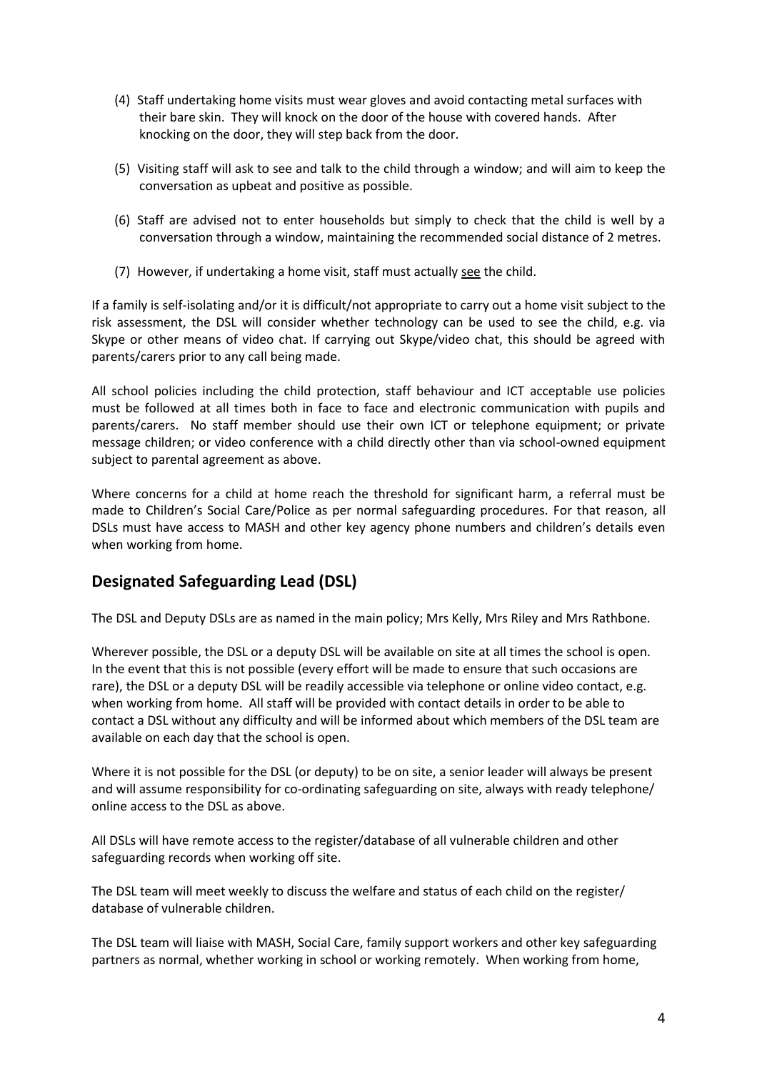(4) Staff undertaking home visits must wear gloves and avoid contacting metal surfaces with their bare skin. They will knock on the door of the house with covered hands. After knocking on the door, they will step back from the door.

(5) Visiting staff will ask to see and talk to the child through a window; and will aim to keep the conversation as upbeat and positive as possible.

(6) Staff are advised not to enter households but simply to check that the child is well by a conversation through a window, maintaining the recommended social distance of 2 metres.

(7) However, if undertaking a home visit, staff must actually <u>see</u> the child.

If a family is self-isolating and/or it is difficult/not appropriate to carry out a home visit subject to the risk assessment, the DSL will consider whether technology can be used to see the child, e.g. via Skype or other means of video chat. If carrying out Skype/video chat, this should be agreed with parents/carers prior to any call being made.

All school policies including the child protection, staff behaviour and ICT acceptable use policies must be followed at all times both in face to face and electronic communication with pupils and parents/carers. No staff member should use their own ICT or telephone equipment; or private message children; or video conference with a child directly other than via school-owned equipment subject to parental agreement as above.

Where concerns for a child at home reach the threshold for significant harm, a referral must be made to Children's Social Care/Police as per normal safeguarding procedures. For that reason, all DSLs must have access to MASH and other key agency phone numbers and children's details even when working from home.

## Designated Safeguarding Lead (DSL)

The DSL and Deputy DSLs are as named in the main policy; Mrs Kelly, Mrs Riley and Mrs Rathbone.

Wherever possible, the DSL or a deputy DSL will be available on site at all times the school is open. In the event that this is not possible (every effort will be made to ensure that such occasions are rare), the DSL or a deputy DSL will be readily accessible via telephone or online video contact, e.g. when working from home. All staff will be provided with contact details in order to be able to contact a DSL without any difficulty and will be informed about which members of the DSL team are available on each day that the school is open.

Where it is not possible for the DSL (or deputy) to be on site, a senior leader will always be present and will assume responsibility for co-ordinating safeguarding on site, always with ready telephone/ online access to the DSL as above.

All DSLs will have remote access to the register/database of all vulnerable children and other safeguarding records when working off site.

The DSL team will meet weekly to discuss the welfare and status of each child on the register/ database of vulnerable children.

The DSL team will liaise with MASH, Social Care, family support workers and other key safeguarding partners as normal, whether working in school or working remotely. When working from home,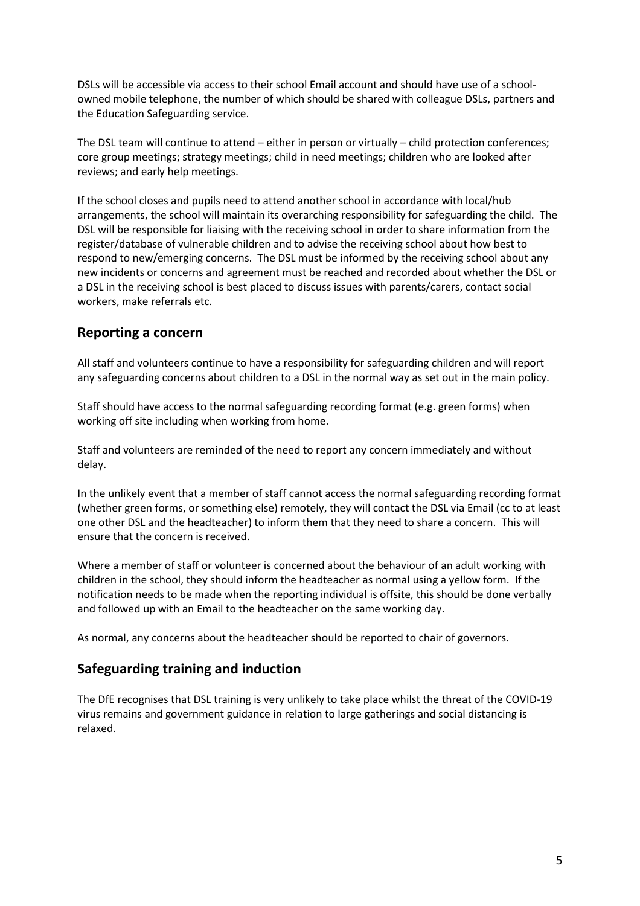DSLs will be accessible via access to their school Email account and should have use of a school-owned mobile telephone, the number of which should be shared with colleague DSLs, partners and the Education Safeguarding service.

The DSL team will continue to attend – either in person or virtually – child protection conferences; core group meetings; strategy meetings; child in need meetings; children who are looked after reviews; and early help meetings.

If the school closes and pupils need to attend another school in accordance with local/hub arrangements, the school will maintain its overarching responsibility for safeguarding the child. The DSL will be responsible for liaising with the receiving school in order to share information from the register/database of vulnerable children and to advise the receiving school about how best to respond to new/emerging concerns. The DSL must be informed by the receiving school about any new incidents or concerns and agreement must be reached and recorded about whether the DSL or a DSL in the receiving school is best placed to discuss issues with parents/carers, contact social workers, make referrals etc.

## Reporting a concern

All staff and volunteers continue to have a responsibility for safeguarding children and will report any safeguarding concerns about children to a DSL in the normal way as set out in the main policy.

Staff should have access to the normal safeguarding recording format (e.g. green forms) when working off site including when working from home.

Staff and volunteers are reminded of the need to report any concern immediately and without delay.

In the unlikely event that a member of staff cannot access the normal safeguarding recording format (whether green forms, or something else) remotely, they will contact the DSL via Email (cc to at least one other DSL and the headteacher) to inform them that they need to share a concern. This will ensure that the concern is received.

Where a member of staff or volunteer is concerned about the behaviour of an adult working with children in the school, they should inform the headteacher as normal using a yellow form. If the notification needs to be made when the reporting individual is offsite, this should be done verbally and followed up with an Email to the headteacher on the same working day.

As normal, any concerns about the headteacher should be reported to chair of governors.

## Safeguarding training and induction

The DfE recognises that DSL training is very unlikely to take place whilst the threat of the COVID-19 virus remains and government guidance in relation to large gatherings and social distancing is relaxed.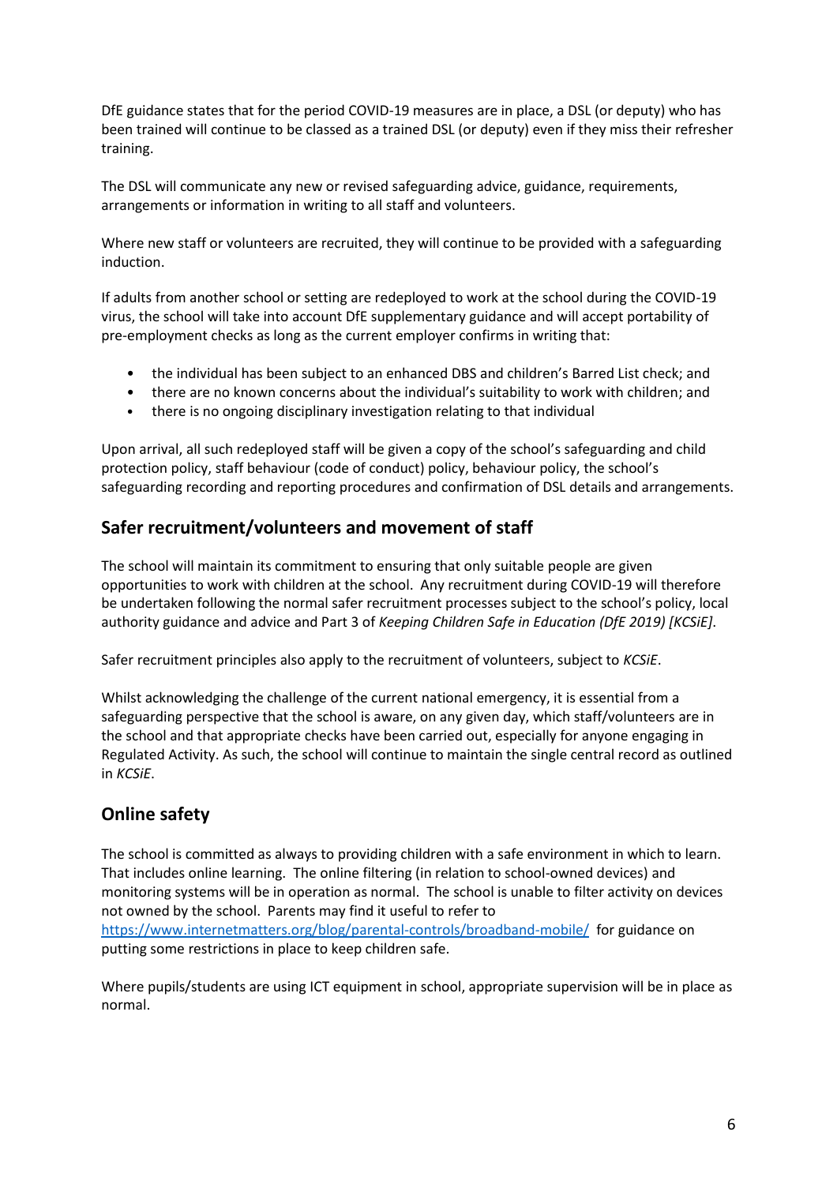DfE guidance states that for the period COVID-19 measures are in place, a DSL (or deputy) who has been trained will continue to be classed as a trained DSL (or deputy) even if they miss their refresher training.

The DSL will communicate any new or revised safeguarding advice, guidance, requirements, arrangements or information in writing to all staff and volunteers.

Where new staff or volunteers are recruited, they will continue to be provided with a safeguarding induction.

If adults from another school or setting are redeployed to work at the school during the COVID-19 virus, the school will take into account DfE supplementary guidance and will accept portability of pre-employment checks as long as the current employer confirms in writing that:

- the individual has been subject to an enhanced DBS and children's Barred List check; and
- there are no known concerns about the individual's suitability to work with children; and
- there is no ongoing disciplinary investigation relating to that individual

Upon arrival, all such redeployed staff will be given a copy of the school's safeguarding and child protection policy, staff behaviour (code of conduct) policy, behaviour policy, the school's safeguarding recording and reporting procedures and confirmation of DSL details and arrangements.

## Safer recruitment/volunteers and movement of staff

The school will maintain its commitment to ensuring that only suitable people are given opportunities to work with children at the school. Any recruitment during COVID-19 will therefore be undertaken following the normal safer recruitment processes subject to the school's policy, local authority guidance and advice and Part 3 of *Keeping Children Safe in Education (DfE 2019) [KCSiE]*.

Safer recruitment principles also apply to the recruitment of volunteers, subject to *KCSiE*.

Whilst acknowledging the challenge of the current national emergency, it is essential from a safeguarding perspective that the school is aware, on any given day, which staff/volunteers are in the school and that appropriate checks have been carried out, especially for anyone engaging in Regulated Activity. As such, the school will continue to maintain the single central record as outlined in *KCSiE*.

## Online safety

The school is committed as always to providing children with a safe environment in which to learn. That includes online learning. The online filtering (in relation to school-owned devices) and monitoring systems will be in operation as normal. The school is unable to filter activity on devices not owned by the school. Parents may find it useful to refer to https://www.internetmatters.org/blog/parental-controls/broadband-mobile/ for guidance on putting some restrictions in place to keep children safe.

Where pupils/students are using ICT equipment in school, appropriate supervision will be in place as normal.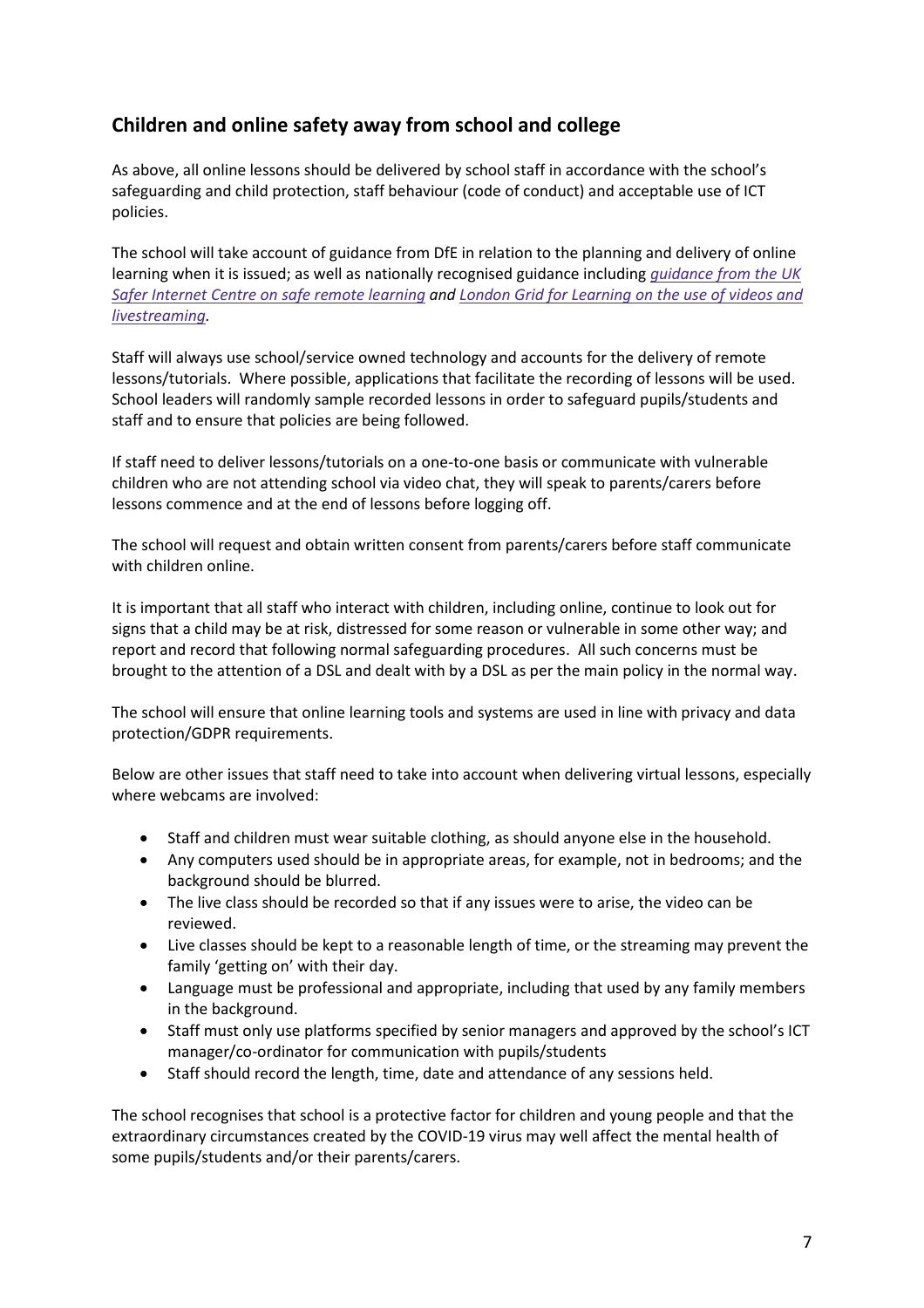## Children and online safety away from school and college

As above, all online lessons should be delivered by school staff in accordance with the school's safeguarding and child protection, staff behaviour (code of conduct) and acceptable use of ICT policies.

The school will take account of guidance from DfE in relation to the planning and delivery of online learning when it is issued; as well as nationally recognised guidance including *guidance from the UK Safer Internet Centre on safe remote learning and London Grid for Learning on the use of videos and livestreaming.*

Staff will always use school/service owned technology and accounts for the delivery of remote lessons/tutorials. Where possible, applications that facilitate the recording of lessons will be used. School leaders will randomly sample recorded lessons in order to safeguard pupils/students and staff and to ensure that policies are being followed.

If staff need to deliver lessons/tutorials on a one-to-one basis or communicate with vulnerable children who are not attending school via video chat, they will speak to parents/carers before lessons commence and at the end of lessons before logging off.

The school will request and obtain written consent from parents/carers before staff communicate with children online.

It is important that all staff who interact with children, including online, continue to look out for signs that a child may be at risk, distressed for some reason or vulnerable in some other way; and report and record that following normal safeguarding procedures. All such concerns must be brought to the attention of a DSL and dealt with by a DSL as per the main policy in the normal way.

The school will ensure that online learning tools and systems are used in line with privacy and data protection/GDPR requirements.

Below are other issues that staff need to take into account when delivering virtual lessons, especially where webcams are involved:

- Staff and children must wear suitable clothing, as should anyone else in the household.
- Any computers used should be in appropriate areas, for example, not in bedrooms; and the background should be blurred.
- The live class should be recorded so that if any issues were to arise, the video can be reviewed.
- Live classes should be kept to a reasonable length of time, or the streaming may prevent the family 'getting on' with their day.
- Language must be professional and appropriate, including that used by any family members in the background.
- Staff must only use platforms specified by senior managers and approved by the school's ICT manager/co-ordinator for communication with pupils/students
- Staff should record the length, time, date and attendance of any sessions held.

The school recognises that school is a protective factor for children and young people and that the extraordinary circumstances created by the COVID-19 virus may well affect the mental health of some pupils/students and/or their parents/carers.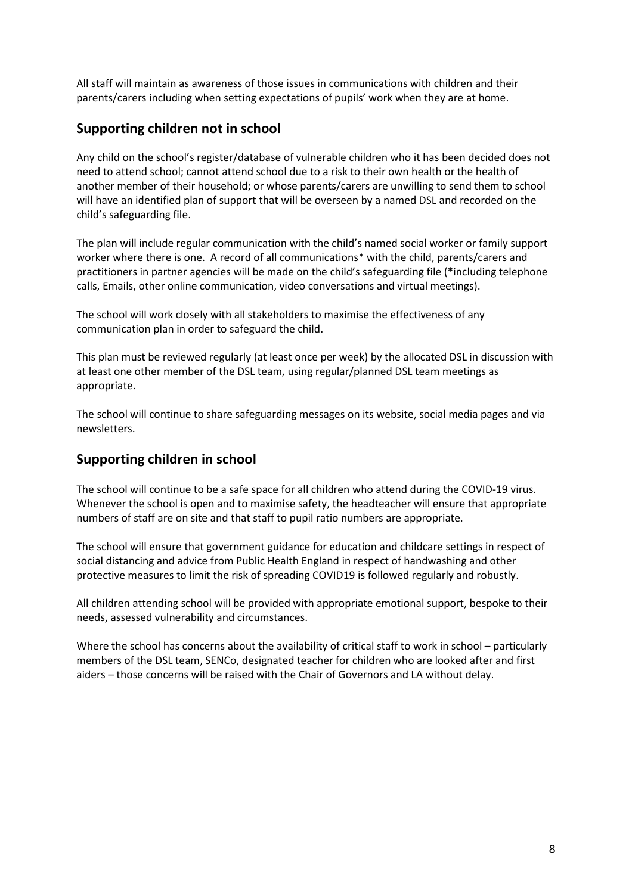All staff will maintain as awareness of those issues in communications with children and their parents/carers including when setting expectations of pupils' work when they are at home.

## Supporting children not in school

Any child on the school's register/database of vulnerable children who it has been decided does not need to attend school; cannot attend school due to a risk to their own health or the health of another member of their household; or whose parents/carers are unwilling to send them to school will have an identified plan of support that will be overseen by a named DSL and recorded on the child's safeguarding file.

The plan will include regular communication with the child's named social worker or family support worker where there is one. A record of all communications* with the child, parents/carers and practitioners in partner agencies will be made on the child's safeguarding file (*including telephone calls, Emails, other online communication, video conversations and virtual meetings).

The school will work closely with all stakeholders to maximise the effectiveness of any communication plan in order to safeguard the child.

This plan must be reviewed regularly (at least once per week) by the allocated DSL in discussion with at least one other member of the DSL team, using regular/planned DSL team meetings as appropriate.

The school will continue to share safeguarding messages on its website, social media pages and via newsletters.

## Supporting children in school

The school will continue to be a safe space for all children who attend during the COVID-19 virus. Whenever the school is open and to maximise safety, the headteacher will ensure that appropriate numbers of staff are on site and that staff to pupil ratio numbers are appropriate.

The school will ensure that government guidance for education and childcare settings in respect of social distancing and advice from Public Health England in respect of handwashing and other protective measures to limit the risk of spreading COVID19 is followed regularly and robustly.

All children attending school will be provided with appropriate emotional support, bespoke to their needs, assessed vulnerability and circumstances.

Where the school has concerns about the availability of critical staff to work in school – particularly members of the DSL team, SENCo, designated teacher for children who are looked after and first aiders – those concerns will be raised with the Chair of Governors and LA without delay.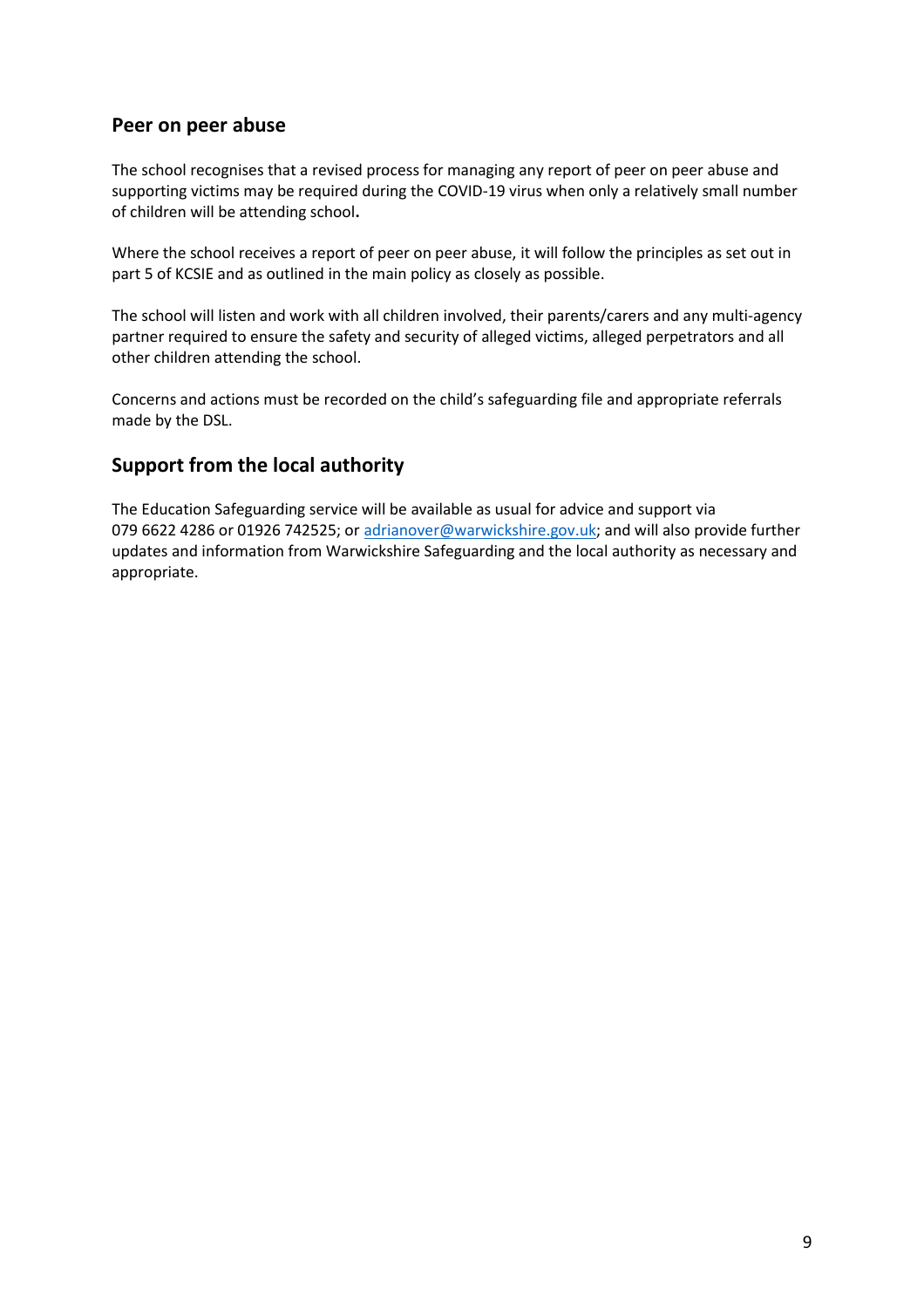## Peer on peer abuse

The school recognises that a revised process for managing any report of peer on peer abuse and supporting victims may be required during the COVID-19 virus when only a relatively small number of children will be attending school**.**

Where the school receives a report of peer on peer abuse, it will follow the principles as set out in part 5 of KCSIE and as outlined in the main policy as closely as possible.

The school will listen and work with all children involved, their parents/carers and any multi-agency partner required to ensure the safety and security of alleged victims, alleged perpetrators and all other children attending the school.

Concerns and actions must be recorded on the child's safeguarding file and appropriate referrals made by the DSL.

## Support from the local authority

The Education Safeguarding service will be available as usual for advice and support via 079 6622 4286 or 01926 742525; or adrianover@warwickshire.gov.uk; and will also provide further updates and information from Warwickshire Safeguarding and the local authority as necessary and appropriate.